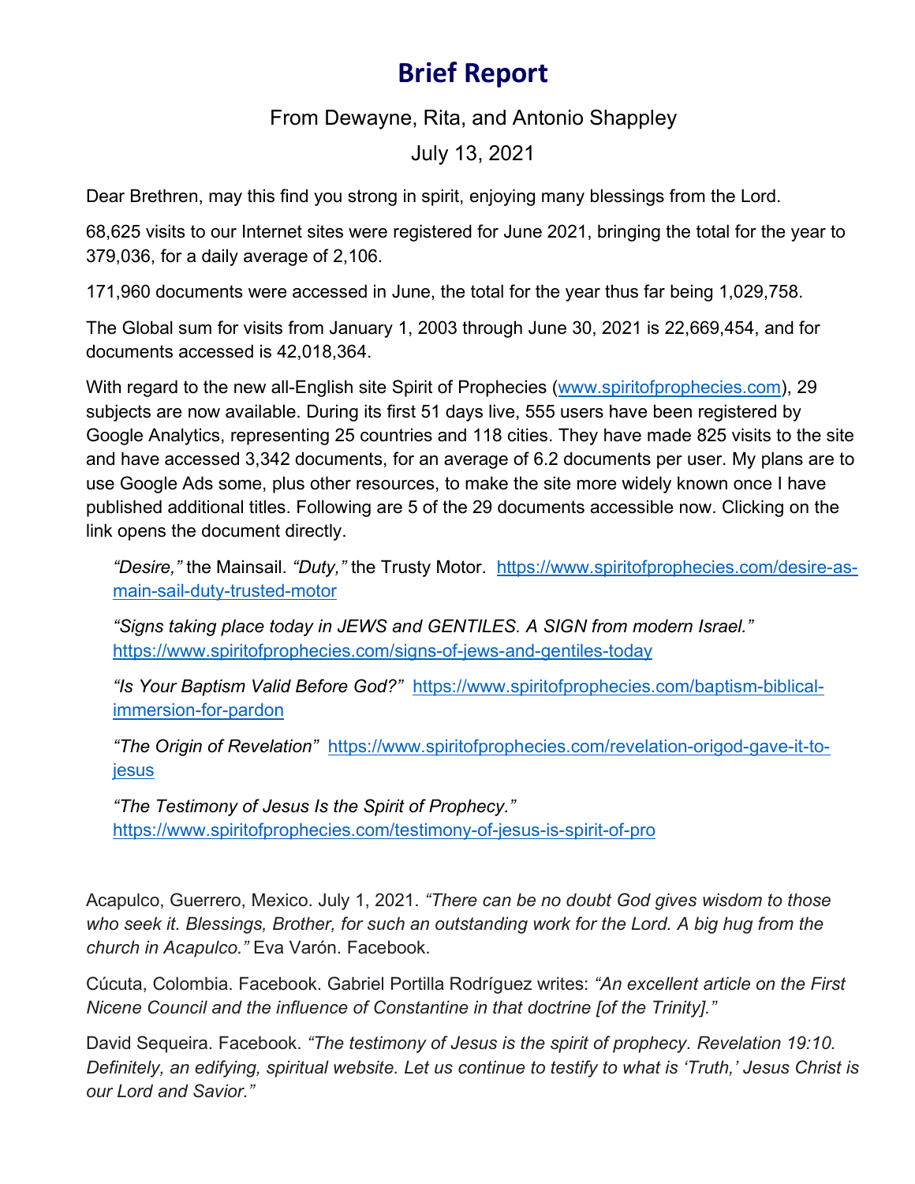# Brief Report

From Dewayne, Rita, and Antonio Shappley

July 13, 2021

Dear Brethren, may this find you strong in spirit, enjoying many blessings from the Lord.

68,625 visits to our Internet sites were registered for June 2021, bringing the total for the year to 379,036, for a daily average of 2,106.

171,960 documents were accessed in June, the total for the year thus far being 1,029,758.

The Global sum for visits from January 1, 2003 through June 30, 2021 is 22,669,454, and for documents accessed is 42,018,364.

With regard to the new all-English site Spirit of Prophecies ([www.spiritofprophecies.com](http://www.spiritofprophecies.com)), 29 subjects are now available. During its first 51 days live, 555 users have been registered by Google Analytics, representing 25 countries and 118 cities. They have made 825 visits to the site and have accessed 3,342 documents, for an average of 6.2 documents per user. My plans are to use Google Ads some, plus other resources, to make the site more widely known once I have published additional titles. Following are 5 of the 29 documents accessible now. Clicking on the link opens the document directly.

> *"Desire,"* the Mainsail. *"Duty,"* the Trusty Motor. [https://www.spiritofprophecies.com/desire-as-main-sail-duty-trusted-motor](https://www.spiritofprophecies.com/desire-as-main-sail-duty-trusted-motor)
>
> *"Signs taking place today in JEWS and GENTILES. A SIGN from modern Israel."* [https://www.spiritofprophecies.com/signs-of-jews-and-gentiles-today](https://www.spiritofprophecies.com/signs-of-jews-and-gentiles-today)
>
> *"Is Your Baptism Valid Before God?"* [https://www.spiritofprophecies.com/baptism-biblical-immersion-for-pardon](https://www.spiritofprophecies.com/baptism-biblical-immersion-for-pardon)
>
> *"The Origin of Revelation"* [https://www.spiritofprophecies.com/revelation-origod-gave-it-to-jesus](https://www.spiritofprophecies.com/revelation-origod-gave-it-to-jesus)
>
> *"The Testimony of Jesus Is the Spirit of Prophecy."* [https://www.spiritofprophecies.com/testimony-of-jesus-is-spirit-of-pro](https://www.spiritofprophecies.com/testimony-of-jesus-is-spirit-of-pro)

Acapulco, Guerrero, Mexico. July 1, 2021. *"There can be no doubt God gives wisdom to those who seek it. Blessings, Brother, for such an outstanding work for the Lord. A big hug from the church in Acapulco."* Eva Varón. Facebook.

Cúcuta, Colombia. Facebook. Gabriel Portilla Rodríguez writes: *"An excellent article on the First Nicene Council and the influence of Constantine in that doctrine [of the Trinity]."*

David Sequeira. Facebook. *"The testimony of Jesus is the spirit of prophecy. Revelation 19:10. Definitely, an edifying, spiritual website. Let us continue to testify to what is 'Truth,' Jesus Christ is our Lord and Savior."*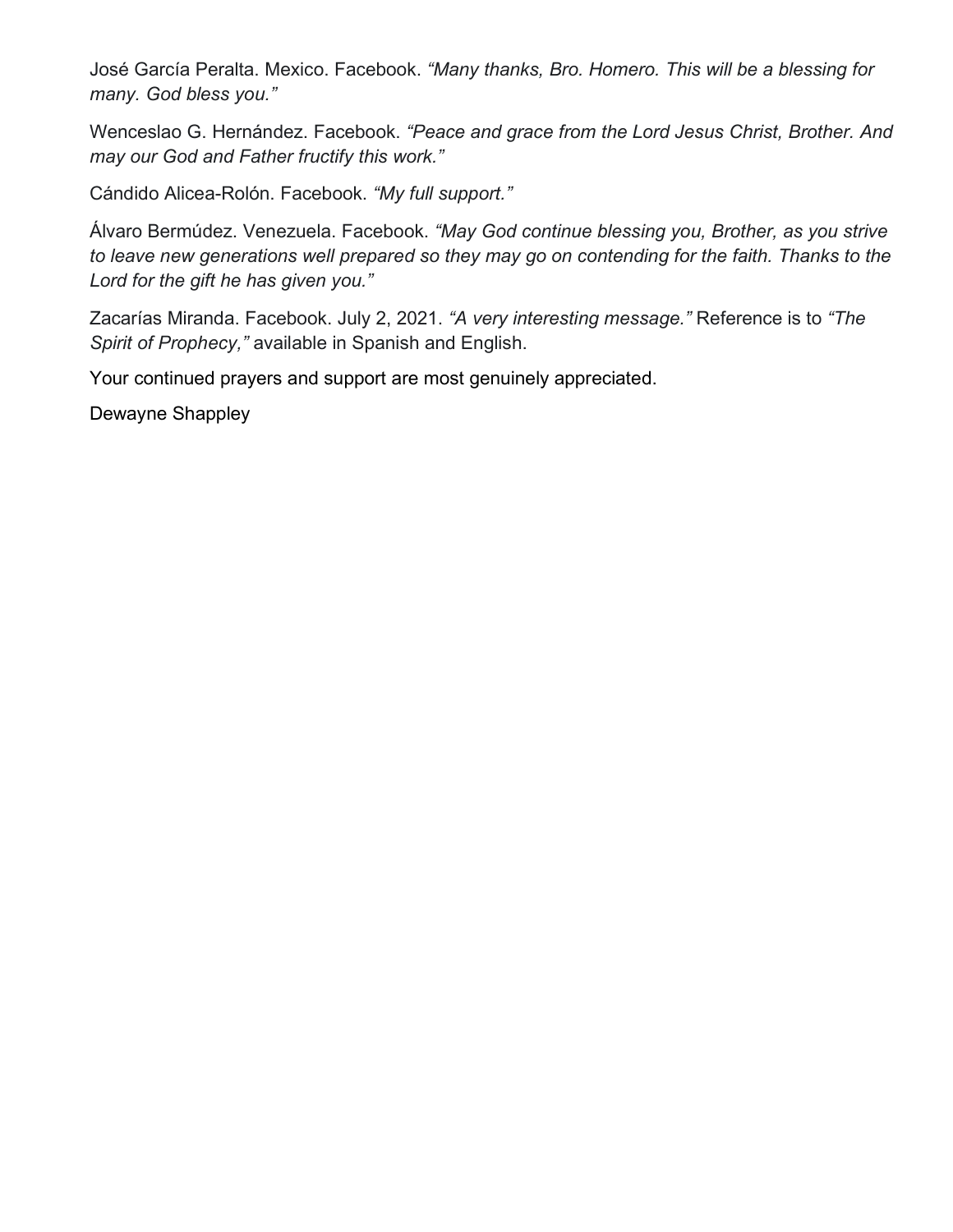José García Peralta. Mexico. Facebook. *"Many thanks, Bro. Homero. This will be a blessing for many. God bless you."*

Wenceslao G. Hernández. Facebook. *"Peace and grace from the Lord Jesus Christ, Brother. And may our God and Father fructify this work."*

Cándido Alicea-Rolón. Facebook. *"My full support."*

Álvaro Bermúdez. Venezuela. Facebook. *"May God continue blessing you, Brother, as you strive to leave new generations well prepared so they may go on contending for the faith. Thanks to the Lord for the gift he has given you."*

Zacarías Miranda. Facebook. July 2, 2021. *"A very interesting message."* Reference is to *"The Spirit of Prophecy,"* available in Spanish and English.

Your continued prayers and support are most genuinely appreciated.

Dewayne Shappley